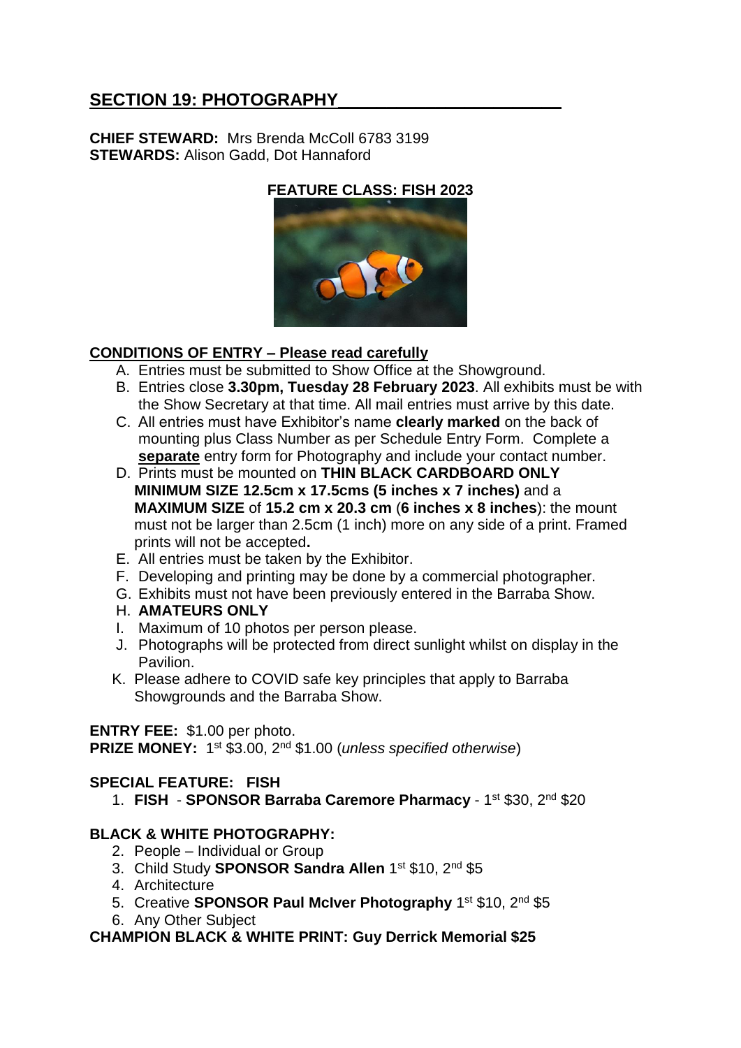## SECTION 19: PHOTOGRAPHY

**CHIEF STEWARD:** Mrs Brenda McColl 6783 3199
**STEWARDS:** Alison Gadd, Dot Hannaford

**FEATURE CLASS: FISH 2023**

**CONDITIONS OF ENTRY – Please read carefully**

A. Entries must be submitted to Show Office at the Showground.
B. Entries close **3.30pm, Tuesday 28 February 2023**. All exhibits must be with the Show Secretary at that time. All mail entries must arrive by this date.
C. All entries must have Exhibitor's name **clearly marked** on the back of mounting plus Class Number as per Schedule Entry Form. Complete a **separate** entry form for Photography and include your contact number.
D. Prints must be mounted on **THIN BLACK CARDBOARD ONLY MINIMUM SIZE 12.5cm x 17.5cms (5 inches x 7 inches)** and a **MAXIMUM SIZE** of **15.2 cm x 20.3 cm** (**6 inches x 8 inches**): the mount must not be larger than 2.5cm (1 inch) more on any side of a print. Framed prints will not be accepted**.**
E. All entries must be taken by the Exhibitor.
F. Developing and printing may be done by a commercial photographer.
G. Exhibits must not have been previously entered in the Barraba Show.
H. **AMATEURS ONLY**
I. Maximum of 10 photos per person please.
J. Photographs will be protected from direct sunlight whilst on display in the Pavilion.
K. Please adhere to COVID safe key principles that apply to Barraba Showgrounds and the Barraba Show.

**ENTRY FEE:** $1.00 per photo.
**PRIZE MONEY:** 1st $3.00, 2nd $1.00 (*unless specified otherwise*)

**SPECIAL FEATURE: FISH**

1. **FISH** - **SPONSOR Barraba Caremore Pharmacy** - 1st $30, 2nd $20

**BLACK & WHITE PHOTOGRAPHY:**

2. People – Individual or Group
3. Child Study **SPONSOR Sandra Allen** 1st $10, 2nd $5
4. Architecture
5. Creative **SPONSOR Paul McIver Photography** 1st $10, 2nd $5
6. Any Other Subject

**CHAMPION BLACK & WHITE PRINT: Guy Derrick Memorial $25**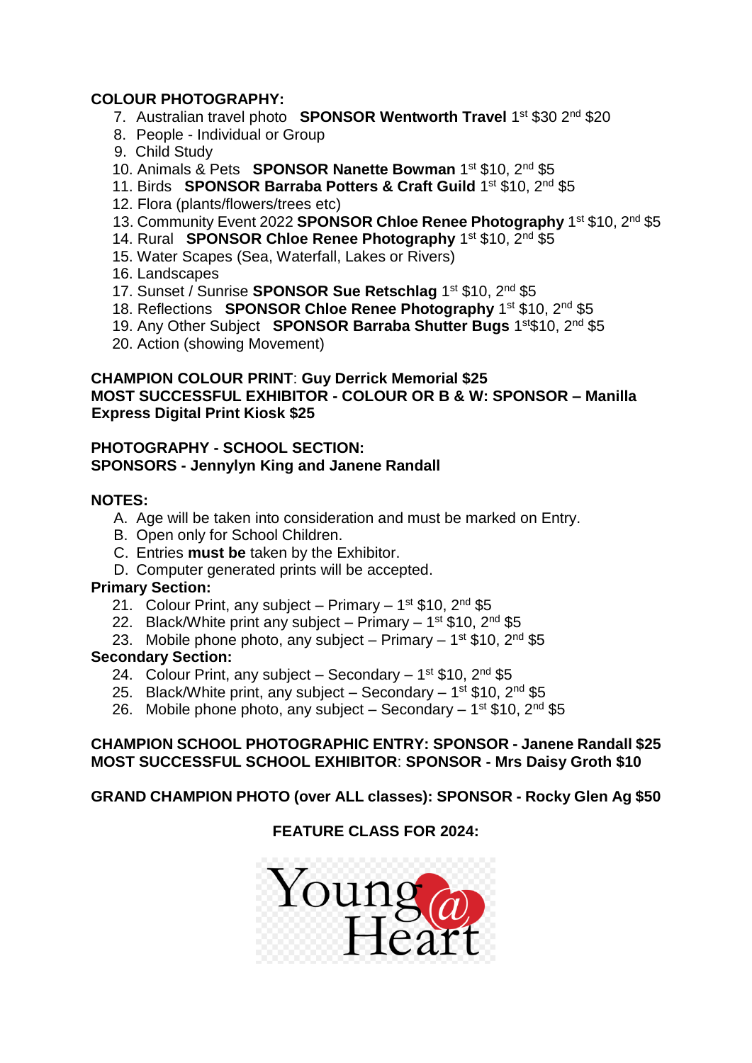**COLOUR PHOTOGRAPHY:**

7. Australian travel photo **SPONSOR Wentworth Travel** 1st $30 2nd $20
8. People - Individual or Group
9. Child Study
10. Animals & Pets **SPONSOR Nanette Bowman** 1st $10, 2nd $5
11. Birds **SPONSOR Barraba Potters & Craft Guild** 1st $10, 2nd $5
12. Flora (plants/flowers/trees etc)
13. Community Event 2022 **SPONSOR Chloe Renee Photography** 1st $10, 2nd $5
14. Rural **SPONSOR Chloe Renee Photography** 1st $10, 2nd $5
15. Water Scapes (Sea, Waterfall, Lakes or Rivers)
16. Landscapes
17. Sunset / Sunrise **SPONSOR Sue Retschlag** 1st $10, 2nd $5
18. Reflections **SPONSOR Chloe Renee Photography** 1st $10, 2nd $5
19. Any Other Subject **SPONSOR Barraba Shutter Bugs** 1st $10, 2nd $5
20. Action (showing Movement)

**CHAMPION COLOUR PRINT**: **Guy Derrick Memorial $25**
**MOST SUCCESSFUL EXHIBITOR - COLOUR OR B & W: SPONSOR – Manilla Express Digital Print Kiosk $25**

**PHOTOGRAPHY - SCHOOL SECTION:**
**SPONSORS - Jennylyn King and Janene Randall**

**NOTES:**

A. Age will be taken into consideration and must be marked on Entry.
B. Open only for School Children.
C. Entries **must be** taken by the Exhibitor.
D. Computer generated prints will be accepted.

**Primary Section:**

21. Colour Print, any subject – Primary – 1st $10, 2nd $5
22. Black/White print any subject – Primary – 1st $10, 2nd $5
23. Mobile phone photo, any subject – Primary – 1st $10, 2nd $5

**Secondary Section:**

24. Colour Print, any subject – Secondary – 1st $10, 2nd $5
25. Black/White print, any subject – Secondary – 1st $10, 2nd $5
26. Mobile phone photo, any subject – Secondary – 1st $10, 2nd $5

**CHAMPION SCHOOL PHOTOGRAPHIC ENTRY: SPONSOR - Janene Randall $25**
**MOST SUCCESSFUL SCHOOL EXHIBITOR**: **SPONSOR - Mrs Daisy Groth $10**

**GRAND CHAMPION PHOTO (over ALL classes): SPONSOR - Rocky Glen Ag $50**

**FEATURE CLASS FOR 2024:**

Young @ Heart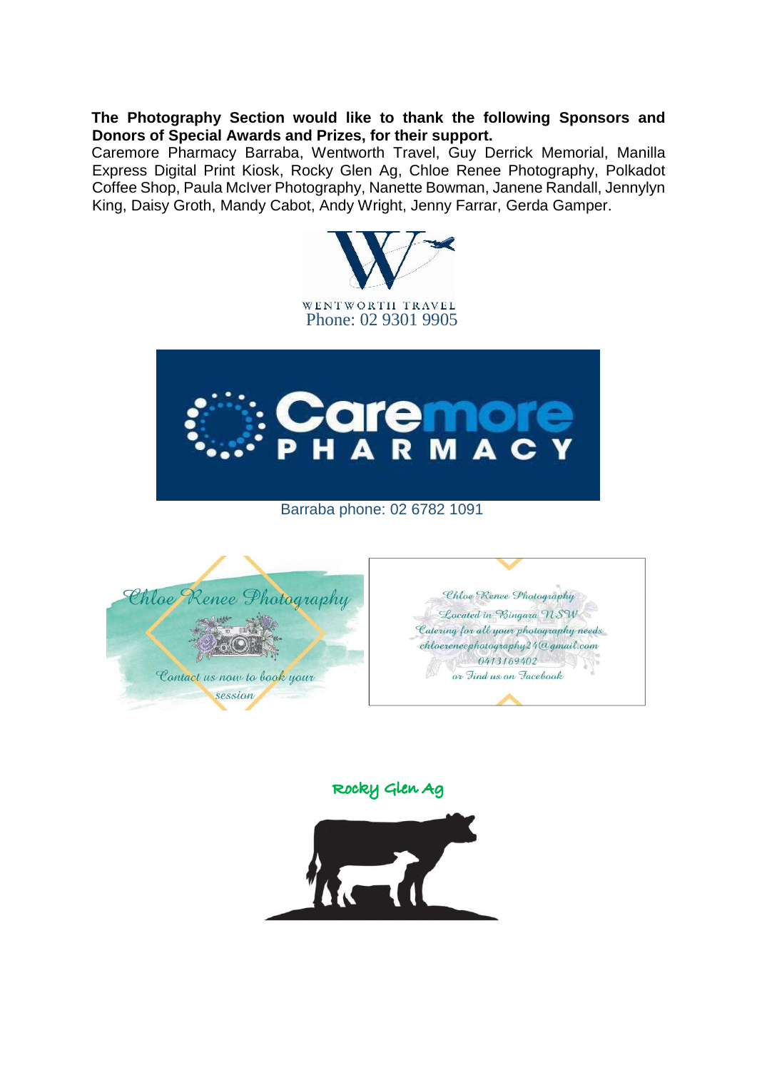**The Photography Section would like to thank the following Sponsors and Donors of Special Awards and Prizes, for their support.**

Caremore Pharmacy Barraba, Wentworth Travel, Guy Derrick Memorial, Manilla Express Digital Print Kiosk, Rocky Glen Ag, Chloe Renee Photography, Polkadot Coffee Shop, Paula McIver Photography, Nanette Bowman, Janene Randall, Jennylyn King, Daisy Groth, Mandy Cabot, Andy Wright, Jenny Farrar, Gerda Gamper.

WENTWORTH TRAVEL

Phone: 02 9301 9905

Caremore PHARMACY

Barraba phone: 02 6782 1091

Chloe Renee Photography

Contact us now to book your session

Chloe Renee Photography

Located in Bingara NSW

Catering for all your photography needs

chloereneephotography24@gmail.com

0413169402

or Find us on Facebook

Rocky Glen Ag